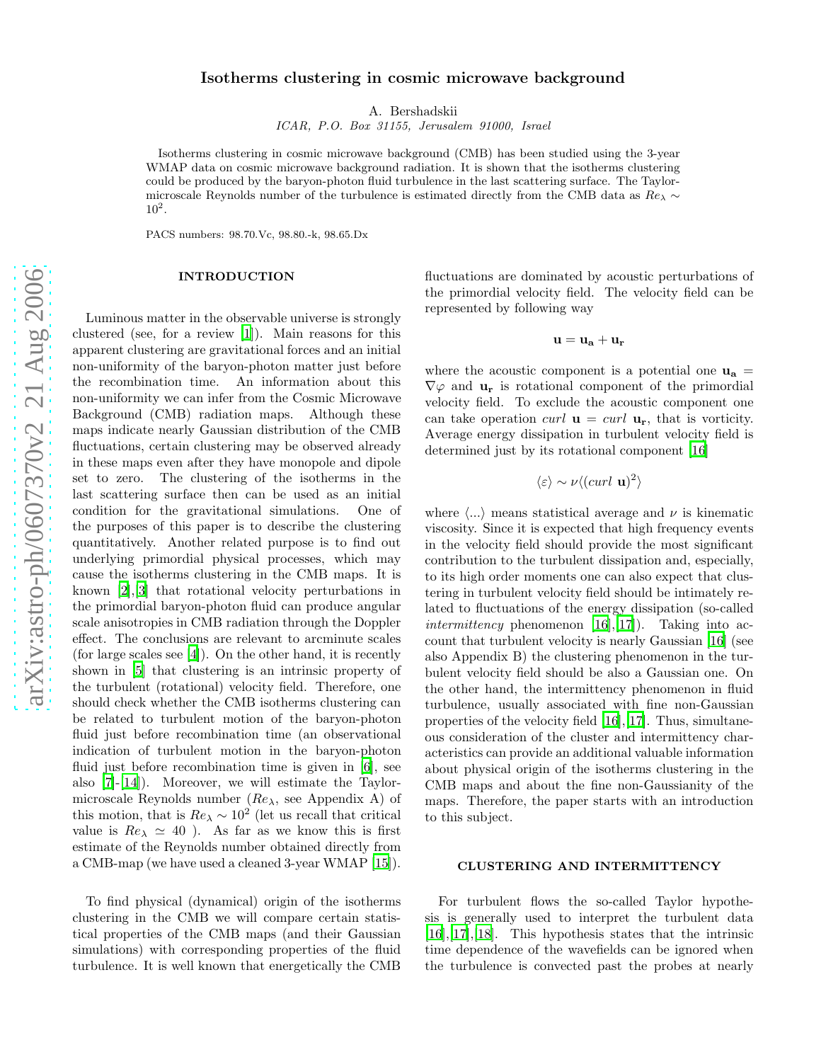# Isotherms clustering in cosmic microwave background

A. Bershadskii

*ICAR, P.O. Box 31155, Jerusalem 91000, Israel*

Isotherms clustering in cosmic microwave background (CMB) has been studied using the 3-year WMAP data on cosmic microwave background radiation. It is shown that the isotherms clustering could be produced by the baryon-photon fluid turbulence in the last scattering surface. The Taylor-microscale Reynolds number of the turbulence is estimated directly from the CMB data as $Re_\lambda \sim 10^2$.

PACS numbers: 98.70.Vc, 98.80.-k, 98.65.Dx

## INTRODUCTION

Luminous matter in the observable universe is strongly clustered (see, for a review [1]). Main reasons for this apparent clustering are gravitational forces and an initial non-uniformity of the baryon-photon matter just before the recombination time. An information about this non-uniformity we can infer from the Cosmic Microwave Background (CMB) radiation maps. Although these maps indicate nearly Gaussian distribution of the CMB fluctuations, certain clustering may be observed already in these maps even after they have monopole and dipole set to zero. The clustering of the isotherms in the last scattering surface then can be used as an initial condition for the gravitational simulations. One of the purposes of this paper is to describe the clustering quantitatively. Another related purpose is to find out underlying primordial physical processes, which may cause the isotherms clustering in the CMB maps. It is known [2],[3] that rotational velocity perturbations in the primordial baryon-photon fluid can produce angular scale anisotropies in CMB radiation through the Doppler effect. The conclusions are relevant to arcminute scales (for large scales see [4]). On the other hand, it is recently shown in [5] that clustering is an intrinsic property of the turbulent (rotational) velocity field. Therefore, one should check whether the CMB isotherms clustering can be related to turbulent motion of the baryon-photon fluid just before recombination time (an observational indication of turbulent motion in the baryon-photon fluid just before recombination time is given in [6], see also [7]-[14]). Moreover, we will estimate the Taylor-microscale Reynolds number ($Re_\lambda$, see Appendix A) of this motion, that is $Re_\lambda \sim 10^2$ (let us recall that critical value is $Re_\lambda \simeq 40$ ). As far as we know this is first estimate of the Reynolds number obtained directly from a CMB-map (we have used a cleaned 3-year WMAP [15]).

To find physical (dynamical) origin of the isotherms clustering in the CMB we will compare certain statistical properties of the CMB maps (and their Gaussian simulations) with corresponding properties of the fluid turbulence. It is well known that energetically the CMB fluctuations are dominated by acoustic perturbations of the primordial velocity field. The velocity field can be represented by following way

$$\mathbf{u} = \mathbf{u_a} + \mathbf{u_r}$$

where the acoustic component is a potential one $\mathbf{u_a} = \nabla\varphi$ and $\mathbf{u_r}$ is rotational component of the primordial velocity field. To exclude the acoustic component one can take operation *curl* $\mathbf{u}$ = *curl* $\mathbf{u_r}$, that is vorticity. Average energy dissipation in turbulent velocity field is determined just by its rotational component [16]

$$\langle\varepsilon\rangle \sim \nu\langle(curl\ \mathbf{u})^2\rangle$$

where $\langle ... \rangle$ means statistical average and $\nu$ is kinematic viscosity. Since it is expected that high frequency events in the velocity field should provide the most significant contribution to the turbulent dissipation and, especially, to its high order moments one can also expect that clustering in turbulent velocity field should be intimately related to fluctuations of the energy dissipation (so-called *intermittency* phenomenon [16],[17]). Taking into account that turbulent velocity is nearly Gaussian [16] (see also Appendix B) the clustering phenomenon in the turbulent velocity field should be also a Gaussian one. On the other hand, the intermittency phenomenon in fluid turbulence, usually associated with fine non-Gaussian properties of the velocity field [16],[17]. Thus, simultaneous consideration of the cluster and intermittency characteristics can provide an additional valuable information about physical origin of the isotherms clustering in the CMB maps and about the fine non-Gaussianity of the maps. Therefore, the paper starts with an introduction to this subject.

## CLUSTERING AND INTERMITTENCY

For turbulent flows the so-called Taylor hypothesis is generally used to interpret the turbulent data [16],[17],[18]. This hypothesis states that the intrinsic time dependence of the wavefields can be ignored when the turbulence is convected past the probes at nearly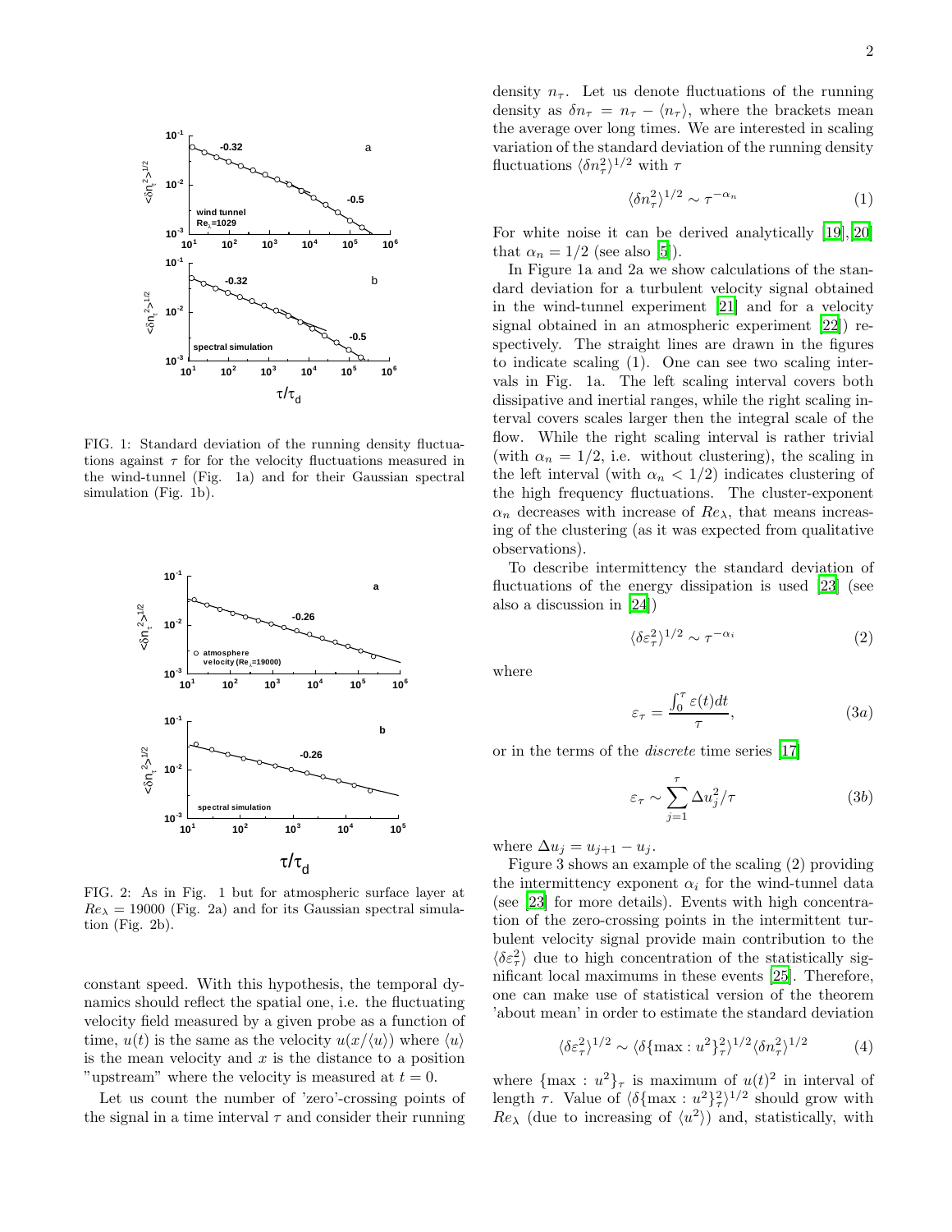FIG. 1: Standard deviation of the running density fluctuations against $\tau$ for for the velocity fluctuations measured in the wind-tunnel (Fig. 1a) and for their Gaussian spectral simulation (Fig. 1b).

FIG. 2: As in Fig. 1 but for atmospheric surface layer at $Re_\lambda = 19000$ (Fig. 2a) and for its Gaussian spectral simulation (Fig. 2b).

constant speed. With this hypothesis, the temporal dynamics should reflect the spatial one, i.e. the fluctuating velocity field measured by a given probe as a function of time, $u(t)$ is the same as the velocity $u(x/\langle u\rangle)$ where $\langle u\rangle$ is the mean velocity and $x$ is the distance to a position "upstream" where the velocity is measured at $t = 0$.

Let us count the number of 'zero'-crossing points of the signal in a time interval $\tau$ and consider their running density $n_\tau$. Let us denote fluctuations of the running density as $\delta n_\tau = n_\tau - \langle n_\tau\rangle$, where the brackets mean the average over long times. We are interested in scaling variation of the standard deviation of the running density fluctuations $\langle \delta n_\tau^2\rangle^{1/2}$ with $\tau$

$$\langle \delta n_\tau^2\rangle^{1/2} \sim \tau^{-\alpha_n} \tag{1}$$

For white noise it can be derived analytically [19],[20] that $\alpha_n = 1/2$ (see also [5]).

In Figure 1a and 2a we show calculations of the standard deviation for a turbulent velocity signal obtained in the wind-tunnel experiment [21] and for a velocity signal obtained in an atmospheric experiment [22]) respectively. The straight lines are drawn in the figures to indicate scaling (1). One can see two scaling intervals in Fig. 1a. The left scaling interval covers both dissipative and inertial ranges, while the right scaling interval covers scales larger then the integral scale of the flow. While the right scaling interval is rather trivial (with $\alpha_n = 1/2$, i.e. without clustering), the scaling in the left interval (with $\alpha_n < 1/2$) indicates clustering of the high frequency fluctuations. The cluster-exponent $\alpha_n$ decreases with increase of $Re_\lambda$, that means increasing of the clustering (as it was expected from qualitative observations).

To describe intermittency the standard deviation of fluctuations of the energy dissipation is used [23] (see also a discussion in [24])

$$\langle \delta \varepsilon_\tau^2\rangle^{1/2} \sim \tau^{-\alpha_i} \tag{2}$$

where

$$\varepsilon_\tau = \frac{\int_0^\tau \varepsilon(t)dt}{\tau}, \tag{3a}$$

or in the terms of the *discrete* time series [17]

$$\varepsilon_\tau \sim \sum_{j=1}^{\tau} \Delta u_j^2/\tau \tag{3b}$$

where $\Delta u_j = u_{j+1} - u_j$.

Figure 3 shows an example of the scaling (2) providing the intermittency exponent $\alpha_i$ for the wind-tunnel data (see [23] for more details). Events with high concentration of the zero-crossing points in the intermittent turbulent velocity signal provide main contribution to the $\langle \delta\varepsilon_\tau^2\rangle$ due to high concentration of the statistically significant local maximums in these events [25]. Therefore, one can make use of statistical version of the theorem 'about mean' in order to estimate the standard deviation

$$\langle \delta \varepsilon_\tau^2\rangle^{1/2} \sim \langle \delta\{\max : u^2\}_\tau^2\rangle^{1/2} \langle \delta n_\tau^2\rangle^{1/2} \tag{4}$$

where $\{\max : u^2\}_\tau$ is maximum of $u(t)^2$ in interval of length $\tau$. Value of $\langle \delta\{\max : u^2\}_\tau^2\rangle^{1/2}$ should grow with $Re_\lambda$ (due to increasing of $\langle u^2\rangle$) and, statistically, with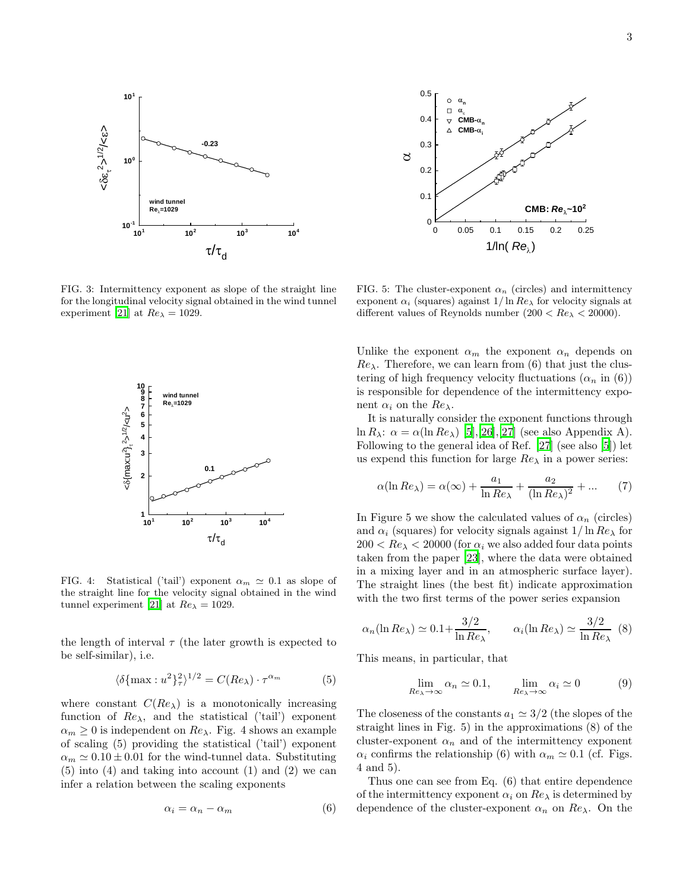FIG. 3: Intermittency exponent as slope of the straight line for the longitudinal velocity signal obtained in the wind tunnel experiment [21] at $Re_\lambda = 1029$.

FIG. 4: Statistical ('tail') exponent $\alpha_m \simeq 0.1$ as slope of the straight line for the velocity signal obtained in the wind tunnel experiment [21] at $Re_\lambda = 1029$.

the length of interval $\tau$ (the later growth is expected to be self-similar), i.e.

$$\langle \delta\{\max : u^2\}_\tau^2 \rangle^{1/2} = C(Re_\lambda) \cdot \tau^{\alpha_m} \tag{5}$$

where constant $C(Re_\lambda)$ is a monotonically increasing function of $Re_\lambda$, and the statistical ('tail') exponent $\alpha_m \geq 0$ is independent on $Re_\lambda$. Fig. 4 shows an example of scaling (5) providing the statistical ('tail') exponent $\alpha_m \simeq 0.10 \pm 0.01$ for the wind-tunnel data. Substituting (5) into (4) and taking into account (1) and (2) we can infer a relation between the scaling exponents

$$\alpha_i = \alpha_n - \alpha_m \tag{6}$$

FIG. 5: The cluster-exponent $\alpha_n$ (circles) and intermittency exponent $\alpha_i$ (squares) against $1/\ln Re_\lambda$ for velocity signals at different values of Reynolds number ($200 < Re_\lambda < 20000$).

Unlike the exponent $\alpha_m$ the exponent $\alpha_n$ depends on $Re_\lambda$. Therefore, we can learn from (6) that just the clustering of high frequency velocity fluctuations ($\alpha_n$ in (6)) is responsible for dependence of the intermittency exponent $\alpha_i$ on the $Re_\lambda$.

It is naturally consider the exponent functions through $\ln R_\lambda$: $\alpha = \alpha(\ln Re_\lambda)$ [5],[26],[27] (see also Appendix A). Following to the general idea of Ref. [27] (see also [5]) let us expend this function for large $Re_\lambda$ in a power series:

$$\alpha(\ln Re_\lambda) = \alpha(\infty) + \frac{a_1}{\ln Re_\lambda} + \frac{a_2}{(\ln Re_\lambda)^2} + \ldots \tag{7}$$

In Figure 5 we show the calculated values of $\alpha_n$ (circles) and $\alpha_i$ (squares) for velocity signals against $1/\ln Re_\lambda$ for $200 < Re_\lambda < 20000$ (for $\alpha_i$ we also added four data points taken from the paper [23], where the data were obtained in a mixing layer and in an atmospheric surface layer). The straight lines (the best fit) indicate approximation with the two first terms of the power series expansion

$$\alpha_n(\ln Re_\lambda) \simeq 0.1 + \frac{3/2}{\ln Re_\lambda}, \qquad \alpha_i(\ln Re_\lambda) \simeq \frac{3/2}{\ln Re_\lambda} \tag{8}$$

This means, in particular, that

$$\lim_{Re_\lambda \to \infty} \alpha_n \simeq 0.1, \qquad \lim_{Re_\lambda \to \infty} \alpha_i \simeq 0 \tag{9}$$

The closeness of the constants $a_1 \simeq 3/2$ (the slopes of the straight lines in Fig. 5) in the approximations (8) of the cluster-exponent $\alpha_n$ and of the intermittency exponent $\alpha_i$ confirms the relationship (6) with $\alpha_m \simeq 0.1$ (cf. Figs. 4 and 5).

Thus one can see from Eq. (6) that entire dependence of the intermittency exponent $\alpha_i$ on $Re_\lambda$ is determined by dependence of the cluster-exponent $\alpha_n$ on $Re_\lambda$. On the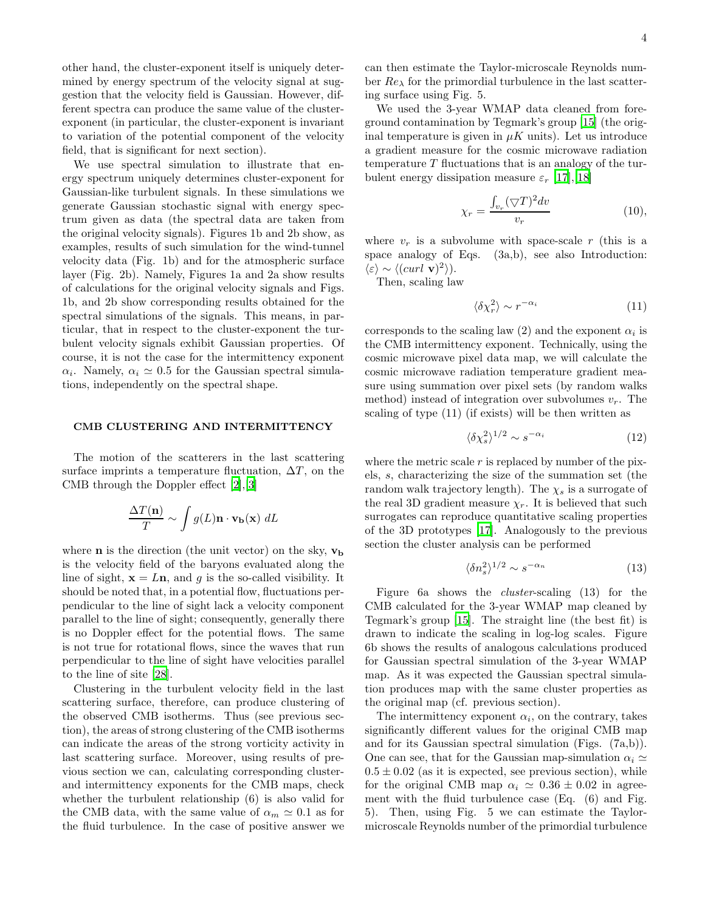other hand, the cluster-exponent itself is uniquely determined by energy spectrum of the velocity signal at suggestion that the velocity field is Gaussian. However, different spectra can produce the same value of the cluster-exponent (in particular, the cluster-exponent is invariant to variation of the potential component of the velocity field, that is significant for next section).

We use spectral simulation to illustrate that energy spectrum uniquely determines cluster-exponent for Gaussian-like turbulent signals. In these simulations we generate Gaussian stochastic signal with energy spectrum given as data (the spectral data are taken from the original velocity signals). Figures 1b and 2b show, as examples, results of such simulation for the wind-tunnel velocity data (Fig. 1b) and for the atmospheric surface layer (Fig. 2b). Namely, Figures 1a and 2a show results of calculations for the original velocity signals and Figs. 1b, and 2b show corresponding results obtained for the spectral simulations of the signals. This means, in particular, that in respect to the cluster-exponent the turbulent velocity signals exhibit Gaussian properties. Of course, it is not the case for the intermittency exponent $\alpha_i$. Namely, $\alpha_i \simeq 0.5$ for the Gaussian spectral simulations, independently on the spectral shape.

## CMB CLUSTERING AND INTERMITTENCY

The motion of the scatterers in the last scattering surface imprints a temperature fluctuation, $\Delta T$, on the CMB through the Doppler effect [2],[3]

$$\frac{\Delta T(\mathbf{n})}{T} \sim \int g(L) \mathbf{n} \cdot \mathbf{v_b}(\mathbf{x}) \; dL$$

where $\mathbf{n}$ is the direction (the unit vector) on the sky, $\mathbf{v_b}$ is the velocity field of the baryons evaluated along the line of sight, $\mathbf{x} = L\mathbf{n}$, and $g$ is the so-called visibility. It should be noted that, in a potential flow, fluctuations perpendicular to the line of sight lack a velocity component parallel to the line of sight; consequently, generally there is no Doppler effect for the potential flows. The same is not true for rotational flows, since the waves that run perpendicular to the line of sight have velocities parallel to the line of site [28].

Clustering in the turbulent velocity field in the last scattering surface, therefore, can produce clustering of the observed CMB isotherms. Thus (see previous section), the areas of strong clustering of the CMB isotherms can indicate the areas of the strong vorticity activity in last scattering surface. Moreover, using results of previous section we can, calculating corresponding cluster- and intermittency exponents for the CMB maps, check whether the turbulent relationship (6) is also valid for the CMB data, with the same value of $\alpha_m \simeq 0.1$ as for the fluid turbulence. In the case of positive answer we can then estimate the Taylor-microscale Reynolds number $Re_\lambda$ for the primordial turbulence in the last scattering surface using Fig. 5.

We used the 3-year WMAP data cleaned from foreground contamination by Tegmark's group [15] (the original temperature is given in $\mu K$ units). Let us introduce a gradient measure for the cosmic microwave radiation temperature $T$ fluctuations that is an analogy of the turbulent energy dissipation measure $\varepsilon_r$ [17],[18]

$$\chi_r = \frac{\int_{v_r} (\bigtriangledown T)^2 dv}{v_r} \qquad (10),$$

where $v_r$ is a subvolume with space-scale $r$ (this is a space analogy of Eqs. (3a,b), see also Introduction: $\langle \varepsilon \rangle \sim \langle (curl\ \mathbf{v})^2 \rangle$).

Then, scaling law

$$\langle \delta \chi_r^2 \rangle \sim r^{-\alpha_i} \qquad (11)$$

corresponds to the scaling law (2) and the exponent $\alpha_i$ is the CMB intermittency exponent. Technically, using the cosmic microwave pixel data map, we will calculate the cosmic microwave radiation temperature gradient measure using summation over pixel sets (by random walks method) instead of integration over subvolumes $v_r$. The scaling of type (11) (if exists) will be then written as

$$\langle \delta \chi_s^2 \rangle^{1/2} \sim s^{-\alpha_i} \qquad (12)$$

where the metric scale $r$ is replaced by number of the pixels, $s$, characterizing the size of the summation set (the random walk trajectory length). The $\chi_s$ is a surrogate of the real 3D gradient measure $\chi_r$. It is believed that such surrogates can reproduce quantitative scaling properties of the 3D prototypes [17]. Analogously to the previous section the cluster analysis can be performed

$$\langle \delta n_s^2 \rangle^{1/2} \sim s^{-\alpha_n} \qquad (13)$$

Figure 6a shows the *cluster*-scaling (13) for the CMB calculated for the 3-year WMAP map cleaned by Tegmark's group [15]. The straight line (the best fit) is drawn to indicate the scaling in log-log scales. Figure 6b shows the results of analogous calculations produced for Gaussian spectral simulation of the 3-year WMAP map. As it was expected the Gaussian spectral simulation produces map with the same cluster properties as the original map (cf. previous section).

The intermittency exponent $\alpha_i$, on the contrary, takes significantly different values for the original CMB map and for its Gaussian spectral simulation (Figs. (7a,b)). One can see, that for the Gaussian map-simulation $\alpha_i \simeq 0.5 \pm 0.02$ (as it is expected, see previous section), while for the original CMB map $\alpha_i \simeq 0.36 \pm 0.02$ in agreement with the fluid turbulence case (Eq. (6) and Fig. 5). Then, using Fig. 5 we can estimate the Taylor-microscale Reynolds number of the primordial turbulence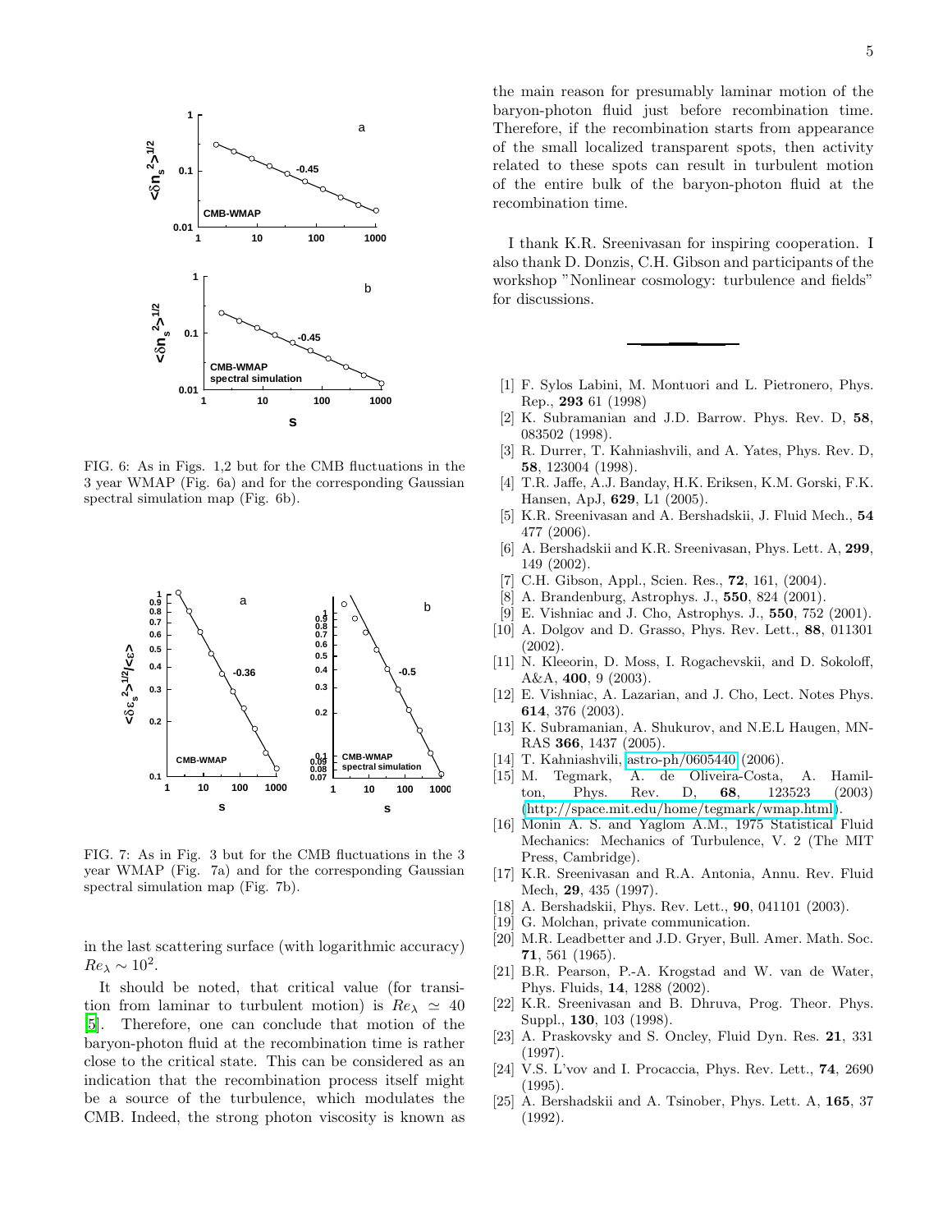FIG. 6: As in Figs. 1,2 but for the CMB fluctuations in the 3 year WMAP (Fig. 6a) and for the corresponding Gaussian spectral simulation map (Fig. 6b).

FIG. 7: As in Fig. 3 but for the CMB fluctuations in the 3 year WMAP (Fig. 7a) and for the corresponding Gaussian spectral simulation map (Fig. 7b).

in the last scattering surface (with logarithmic accuracy) $Re_\lambda \sim 10^2$.

It should be noted, that critical value (for transition from laminar to turbulent motion) is $Re_\lambda \simeq 40$ [5]. Therefore, one can conclude that motion of the baryon-photon fluid at the recombination time is rather close to the critical state. This can be considered as an indication that the recombination process itself might be a source of the turbulence, which modulates the CMB. Indeed, the strong photon viscosity is known as the main reason for presumably laminar motion of the baryon-photon fluid just before recombination time. Therefore, if the recombination starts from appearance of the small localized transparent spots, then activity related to these spots can result in turbulent motion of the entire bulk of the baryon-photon fluid at the recombination time.

I thank K.R. Sreenivasan for inspiring cooperation. I also thank D. Donzis, C.H. Gibson and participants of the workshop "Nonlinear cosmology: turbulence and fields" for discussions.

---

[1] F. Sylos Labini, M. Montuori and L. Pietronero, Phys. Rep., **293** 61 (1998)
[2] K. Subramanian and J.D. Barrow. Phys. Rev. D, **58**, 083502 (1998).
[3] R. Durrer, T. Kahniashvili, and A. Yates, Phys. Rev. D, **58**, 123004 (1998).
[4] T.R. Jaffe, A.J. Banday, H.K. Eriksen, K.M. Gorski, F.K. Hansen, ApJ, **629**, L1 (2005).
[5] K.R. Sreenivasan and A. Bershadskii, J. Fluid Mech., **54** 477 (2006).
[6] A. Bershadskii and K.R. Sreenivasan, Phys. Lett. A, **299**, 149 (2002).
[7] C.H. Gibson, Appl., Scien. Res., **72**, 161, (2004).
[8] A. Brandenburg, Astrophys. J., **550**, 824 (2001).
[9] E. Vishniac and J. Cho, Astrophys. J., **550**, 752 (2001).
[10] A. Dolgov and D. Grasso, Phys. Rev. Lett., **88**, 011301 (2002).
[11] N. Kleeorin, D. Moss, I. Rogachevskii, and D. Sokoloff, A&A, **400**, 9 (2003).
[12] E. Vishniac, A. Lazarian, and J. Cho, Lect. Notes Phys. **614**, 376 (2003).
[13] K. Subramanian, A. Shukurov, and N.E.L Haugen, MNRAS **366**, 1437 (2005).
[14] T. Kahniashvili, astro-ph/0605440 (2006).
[15] M. Tegmark, A. de Oliveira-Costa, A. Hamilton, Phys. Rev. D, **68**, 123523 (2003) (http://space.mit.edu/home/tegmark/wmap.html).
[16] Monin A. S. and Yaglom A.M., 1975 Statistical Fluid Mechanics: Mechanics of Turbulence, V. 2 (The MIT Press, Cambridge).
[17] K.R. Sreenivasan and R.A. Antonia, Annu. Rev. Fluid Mech, **29**, 435 (1997).
[18] A. Bershadskii, Phys. Rev. Lett., **90**, 041101 (2003).
[19] G. Molchan, private communication.
[20] M.R. Leadbetter and J.D. Gryer, Bull. Amer. Math. Soc. **71**, 561 (1965).
[21] B.R. Pearson, P.-A. Krogstad and W. van de Water, Phys. Fluids, **14**, 1288 (2002).
[22] K.R. Sreenivasan and B. Dhruva, Prog. Theor. Phys. Suppl., **130**, 103 (1998).
[23] A. Praskovsky and S. Oncley, Fluid Dyn. Res. **21**, 331 (1997).
[24] V.S. L'vov and I. Procaccia, Phys. Rev. Lett., **74**, 2690 (1995).
[25] A. Bershadskii and A. Tsinober, Phys. Lett. A, **165**, 37 (1992).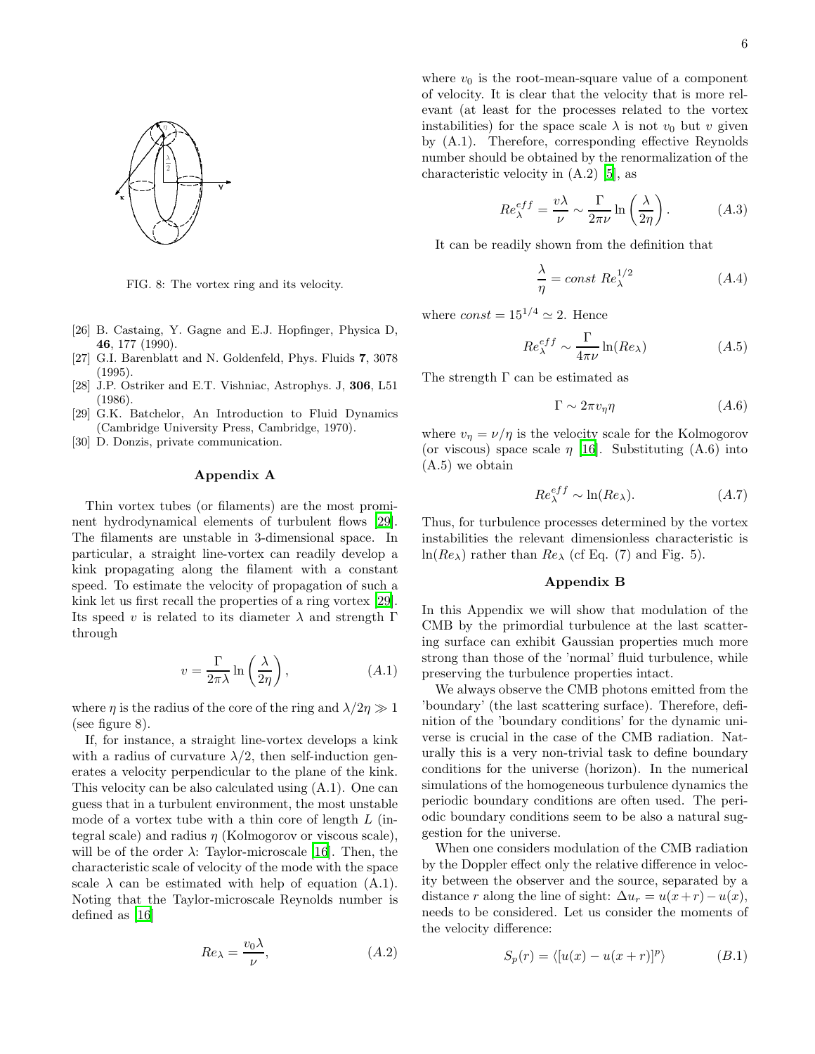FIG. 8: The vortex ring and its velocity.

[26] B. Castaing, Y. Gagne and E.J. Hopfinger, Physica D, **46**, 177 (1990).

[27] G.I. Barenblatt and N. Goldenfeld, Phys. Fluids **7**, 3078 (1995).

[28] J.P. Ostriker and E.T. Vishniac, Astrophys. J, **306**, L51 (1986).

[29] G.K. Batchelor, An Introduction to Fluid Dynamics (Cambridge University Press, Cambridge, 1970).

[30] D. Donzis, private communication.

## Appendix A

Thin vortex tubes (or filaments) are the most prominent hydrodynamical elements of turbulent flows [29]. The filaments are unstable in 3-dimensional space. In particular, a straight line-vortex can readily develop a kink propagating along the filament with a constant speed. To estimate the velocity of propagation of such a kink let us first recall the properties of a ring vortex [29]. Its speed $v$ is related to its diameter $\lambda$ and strength $\Gamma$ through

$$v = \frac{\Gamma}{2\pi\lambda} \ln\left(\frac{\lambda}{2\eta}\right), \qquad (A.1)$$

where $\eta$ is the radius of the core of the ring and $\lambda/2\eta \gg 1$ (see figure 8).

If, for instance, a straight line-vortex develops a kink with a radius of curvature $\lambda/2$, then self-induction generates a velocity perpendicular to the plane of the kink. This velocity can be also calculated using (A.1). One can guess that in a turbulent environment, the most unstable mode of a vortex tube with a thin core of length $L$ (integral scale) and radius $\eta$ (Kolmogorov or viscous scale), will be of the order $\lambda$: Taylor-microscale [16]. Then, the characteristic scale of velocity of the mode with the space scale $\lambda$ can be estimated with help of equation (A.1). Noting that the Taylor-microscale Reynolds number is defined as [16]

$$Re_\lambda = \frac{v_0 \lambda}{\nu}, \qquad (A.2)$$

where $v_0$ is the root-mean-square value of a component of velocity. It is clear that the velocity that is more relevant (at least for the processes related to the vortex instabilities) for the space scale $\lambda$ is not $v_0$ but $v$ given by (A.1). Therefore, corresponding effective Reynolds number should be obtained by the renormalization of the characteristic velocity in (A.2) [5], as

$$Re_\lambda^{eff} = \frac{v\lambda}{\nu} \sim \frac{\Gamma}{2\pi\nu} \ln\left(\frac{\lambda}{2\eta}\right). \qquad (A.3)$$

It can be readily shown from the definition that

$$\frac{\lambda}{\eta} = const\ Re_\lambda^{1/2} \qquad (A.4)$$

where $const = 15^{1/4} \simeq 2$. Hence

$$Re_\lambda^{eff} \sim \frac{\Gamma}{4\pi\nu} \ln(Re_\lambda) \qquad (A.5)$$

The strength $\Gamma$ can be estimated as

$$\Gamma \sim 2\pi v_\eta \eta \qquad (A.6)$$

where $v_\eta = \nu/\eta$ is the velocity scale for the Kolmogorov (or viscous) space scale $\eta$ [16]. Substituting (A.6) into (A.5) we obtain

$$Re_\lambda^{eff} \sim \ln(Re_\lambda). \qquad (A.7)$$

Thus, for turbulence processes determined by the vortex instabilities the relevant dimensionless characteristic is $\ln(Re_\lambda)$ rather than $Re_\lambda$ (cf Eq. (7) and Fig. 5).

## Appendix B

In this Appendix we will show that modulation of the CMB by the primordial turbulence at the last scattering surface can exhibit Gaussian properties much more strong than those of the 'normal' fluid turbulence, while preserving the turbulence properties intact.

We always observe the CMB photons emitted from the 'boundary' (the last scattering surface). Therefore, definition of the 'boundary conditions' for the dynamic universe is crucial in the case of the CMB radiation. Naturally this is a very non-trivial task to define boundary conditions for the universe (horizon). In the numerical simulations of the homogeneous turbulence dynamics the periodic boundary conditions are often used. The periodic boundary conditions seem to be also a natural suggestion for the universe.

When one considers modulation of the CMB radiation by the Doppler effect only the relative difference in velocity between the observer and the source, separated by a distance $r$ along the line of sight: $\Delta u_r = u(x+r) - u(x)$, needs to be considered. Let us consider the moments of the velocity difference:

$$S_p(r) = \langle [u(x) - u(x+r)]^p \rangle \qquad (B.1)$$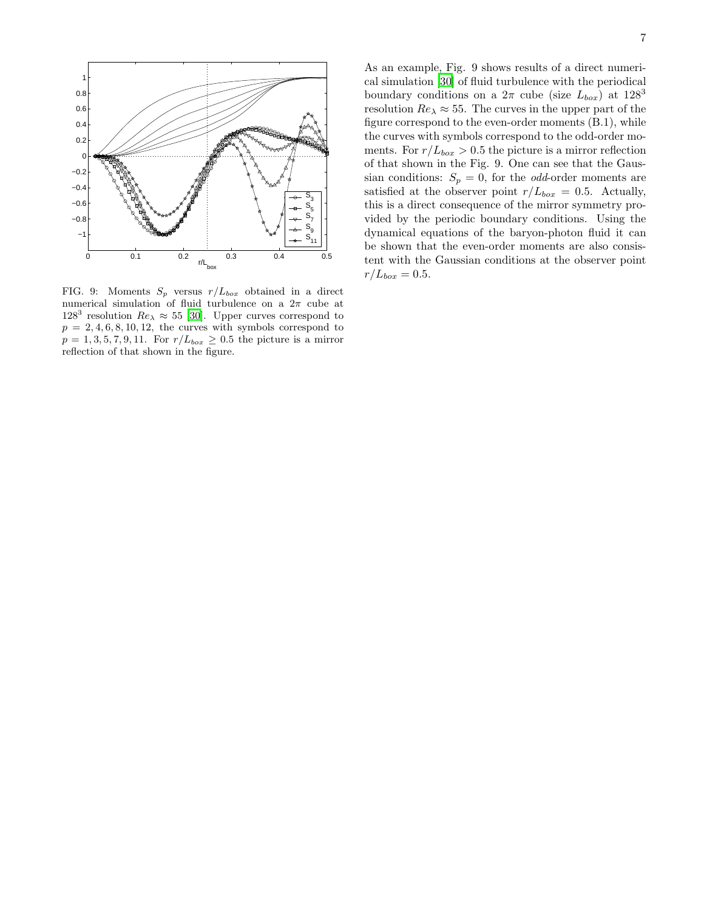1

0.8

0.6

0.4

0.2

0

−0.2

−0.4

−0.6

−0.8

−1

0 0.1 0.2 0.3 0.4 0.5

r/L$_{box}$

S$_3$

S$_5$

S$_7$

S$_9$

S$_{11}$

FIG. 9: Moments $S_p$ versus $r/L_{box}$ obtained in a direct numerical simulation of fluid turbulence on a $2\pi$ cube at $128^3$ resolution $Re_\lambda \approx 55$ [30]. Upper curves correspond to $p = 2, 4, 6, 8, 10, 12$, the curves with symbols correspond to $p = 1, 3, 5, 7, 9, 11$. For $r/L_{box} \geq 0.5$ the picture is a mirror reflection of that shown in the figure.

As an example, Fig. 9 shows results of a direct numerical simulation [30] of fluid turbulence with the periodical boundary conditions on a $2\pi$ cube (size $L_{box}$) at $128^3$ resolution $Re_\lambda \approx 55$. The curves in the upper part of the figure correspond to the even-order moments (B.1), while the curves with symbols correspond to the odd-order moments. For $r/L_{box} > 0.5$ the picture is a mirror reflection of that shown in the Fig. 9. One can see that the Gaussian conditions: $S_p = 0$, for the *odd*-order moments are satisfied at the observer point $r/L_{box} = 0.5$. Actually, this is a direct consequence of the mirror symmetry provided by the periodic boundary conditions. Using the dynamical equations of the baryon-photon fluid it can be shown that the even-order moments are also consistent with the Gaussian conditions at the observer point $r/L_{box} = 0.5$.